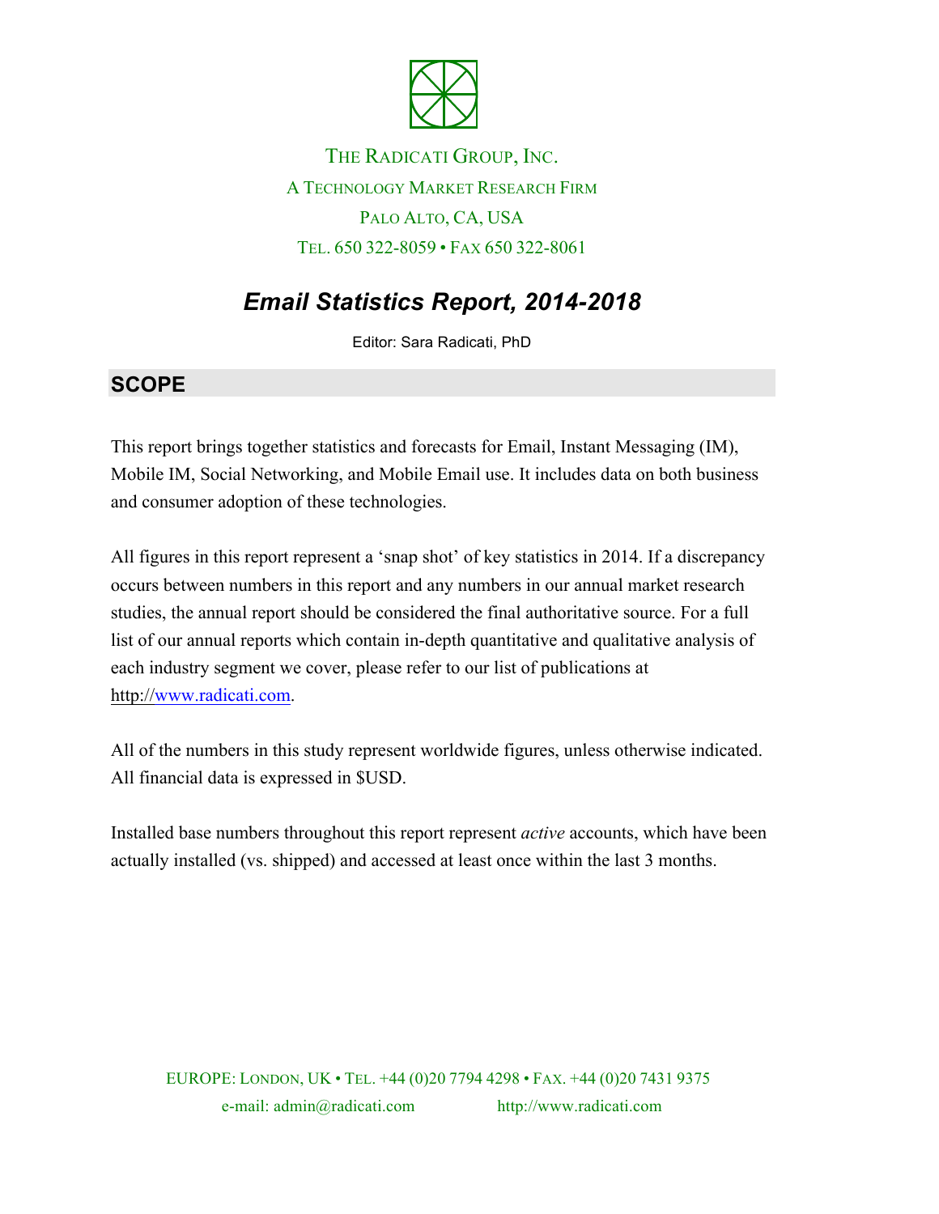THE RADICATI GROUP, INC.

A TECHNOLOGY MARKET RESEARCH FIRM

PALO ALTO, CA, USA

TEL. 650 322-8059 • FAX 650 322-8061

# *Email Statistics Report, 2014-2018*

Editor: Sara Radicati, PhD

## SCOPE

This report brings together statistics and forecasts for Email, Instant Messaging (IM), Mobile IM, Social Networking, and Mobile Email use. It includes data on both business and consumer adoption of these technologies.

All figures in this report represent a 'snap shot' of key statistics in 2014. If a discrepancy occurs between numbers in this report and any numbers in our annual market research studies, the annual report should be considered the final authoritative source. For a full list of our annual reports which contain in-depth quantitative and qualitative analysis of each industry segment we cover, please refer to our list of publications at http://www.radicati.com.

All of the numbers in this study represent worldwide figures, unless otherwise indicated. All financial data is expressed in $USD.

Installed base numbers throughout this report represent *active* accounts, which have been actually installed (vs. shipped) and accessed at least once within the last 3 months.

EUROPE: LONDON, UK • TEL. +44 (0)20 7794 4298 • FAX. +44 (0)20 7431 9375

e-mail: admin@radicati.com http://www.radicati.com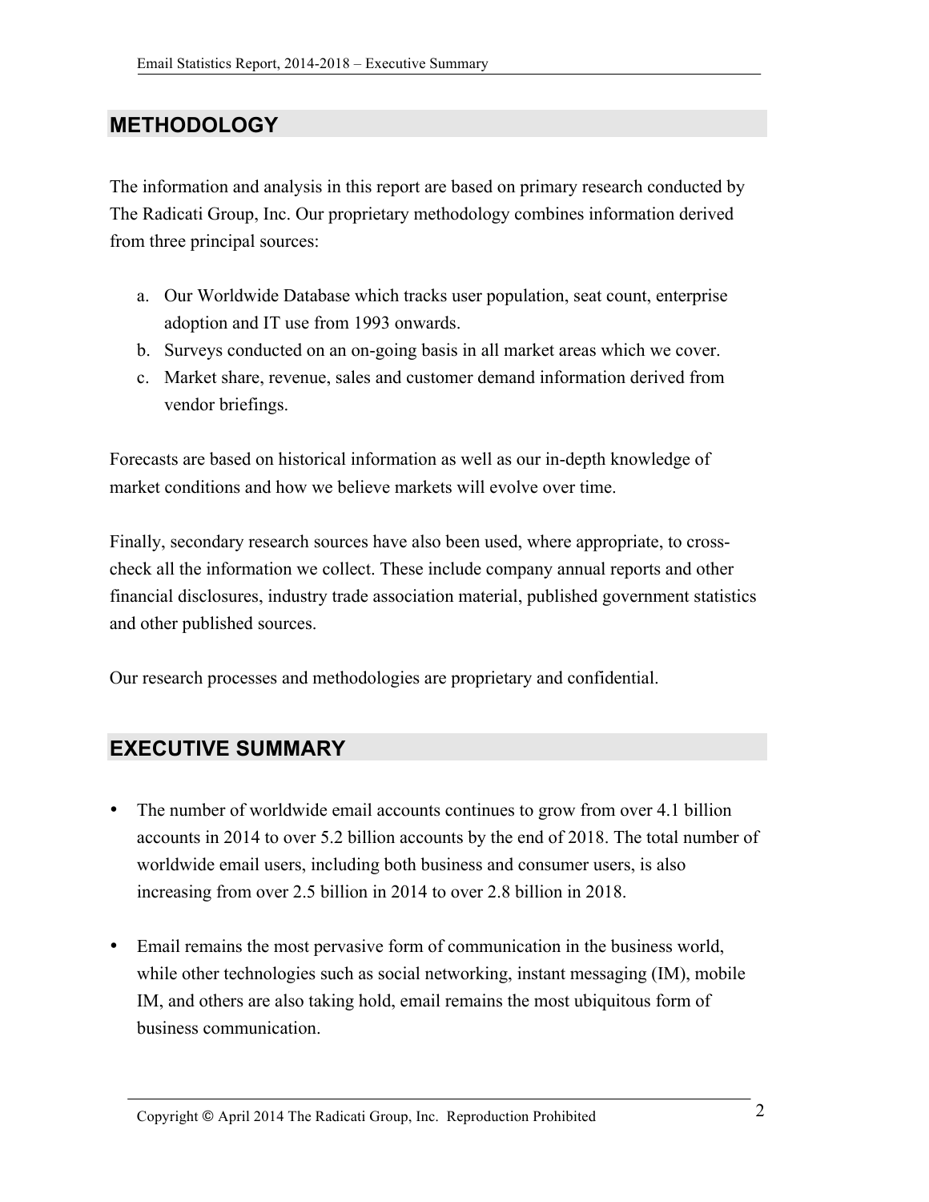## METHODOLOGY

The information and analysis in this report are based on primary research conducted by The Radicati Group, Inc. Our proprietary methodology combines information derived from three principal sources:

a. Our Worldwide Database which tracks user population, seat count, enterprise adoption and IT use from 1993 onwards.
b. Surveys conducted on an on-going basis in all market areas which we cover.
c. Market share, revenue, sales and customer demand information derived from vendor briefings.

Forecasts are based on historical information as well as our in-depth knowledge of market conditions and how we believe markets will evolve over time.

Finally, secondary research sources have also been used, where appropriate, to cross-check all the information we collect. These include company annual reports and other financial disclosures, industry trade association material, published government statistics and other published sources.

Our research processes and methodologies are proprietary and confidential.

## EXECUTIVE SUMMARY

- The number of worldwide email accounts continues to grow from over 4.1 billion accounts in 2014 to over 5.2 billion accounts by the end of 2018. The total number of worldwide email users, including both business and consumer users, is also increasing from over 2.5 billion in 2014 to over 2.8 billion in 2018.

- Email remains the most pervasive form of communication in the business world, while other technologies such as social networking, instant messaging (IM), mobile IM, and others are also taking hold, email remains the most ubiquitous form of business communication.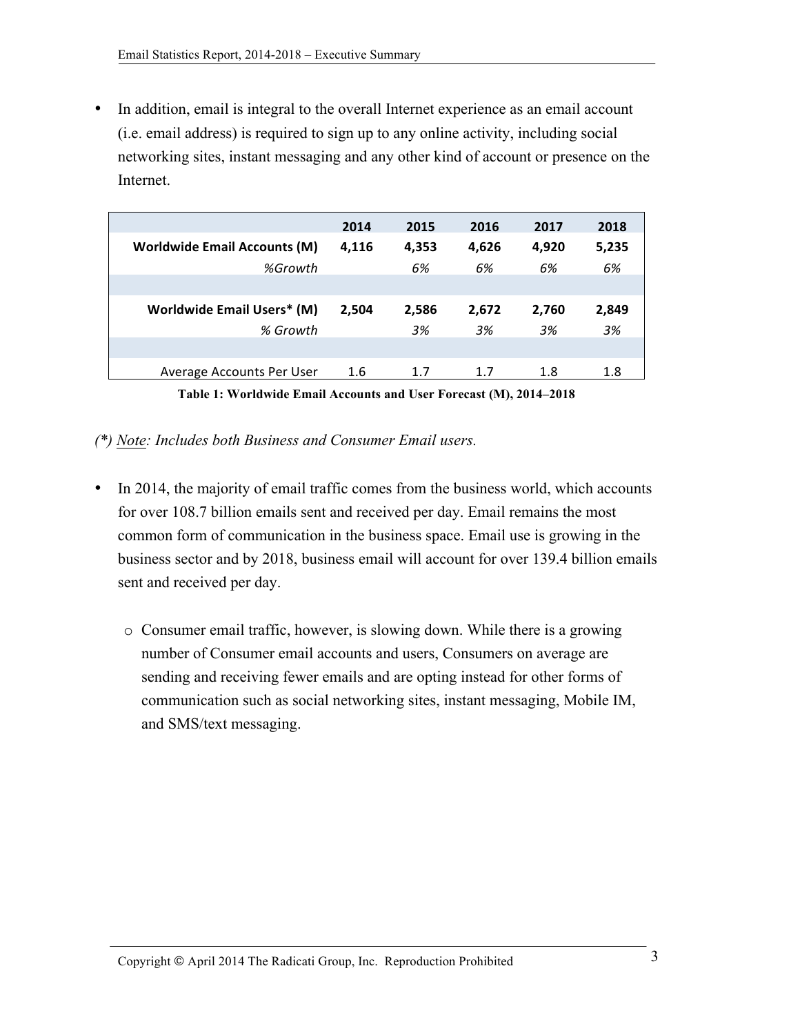- In addition, email is integral to the overall Internet experience as an email account (i.e. email address) is required to sign up to any online activity, including social networking sites, instant messaging and any other kind of account or presence on the Internet.

| | 2014 | 2015 | 2016 | 2017 | 2018 |
|---|---|---|---|---|---|
| **Worldwide Email Accounts (M)** | **4,116** | **4,353** | **4,626** | **4,920** | **5,235** |
| *%Growth* | | *6%* | *6%* | *6%* | *6%* |
| | | | | | |
| **Worldwide Email Users* (M)** | **2,504** | **2,586** | **2,672** | **2,760** | **2,849** |
| *% Growth* | | *3%* | *3%* | *3%* | *3%* |
| | | | | | |
| Average Accounts Per User | 1.6 | 1.7 | 1.7 | 1.8 | 1.8 |

**Table 1: Worldwide Email Accounts and User Forecast (M), 2014–2018**

*(\*) Note: Includes both Business and Consumer Email users.*

- In 2014, the majority of email traffic comes from the business world, which accounts for over 108.7 billion emails sent and received per day. Email remains the most common form of communication in the business space. Email use is growing in the business sector and by 2018, business email will account for over 139.4 billion emails sent and received per day.
  - Consumer email traffic, however, is slowing down. While there is a growing number of Consumer email accounts and users, Consumers on average are sending and receiving fewer emails and are opting instead for other forms of communication such as social networking sites, instant messaging, Mobile IM, and SMS/text messaging.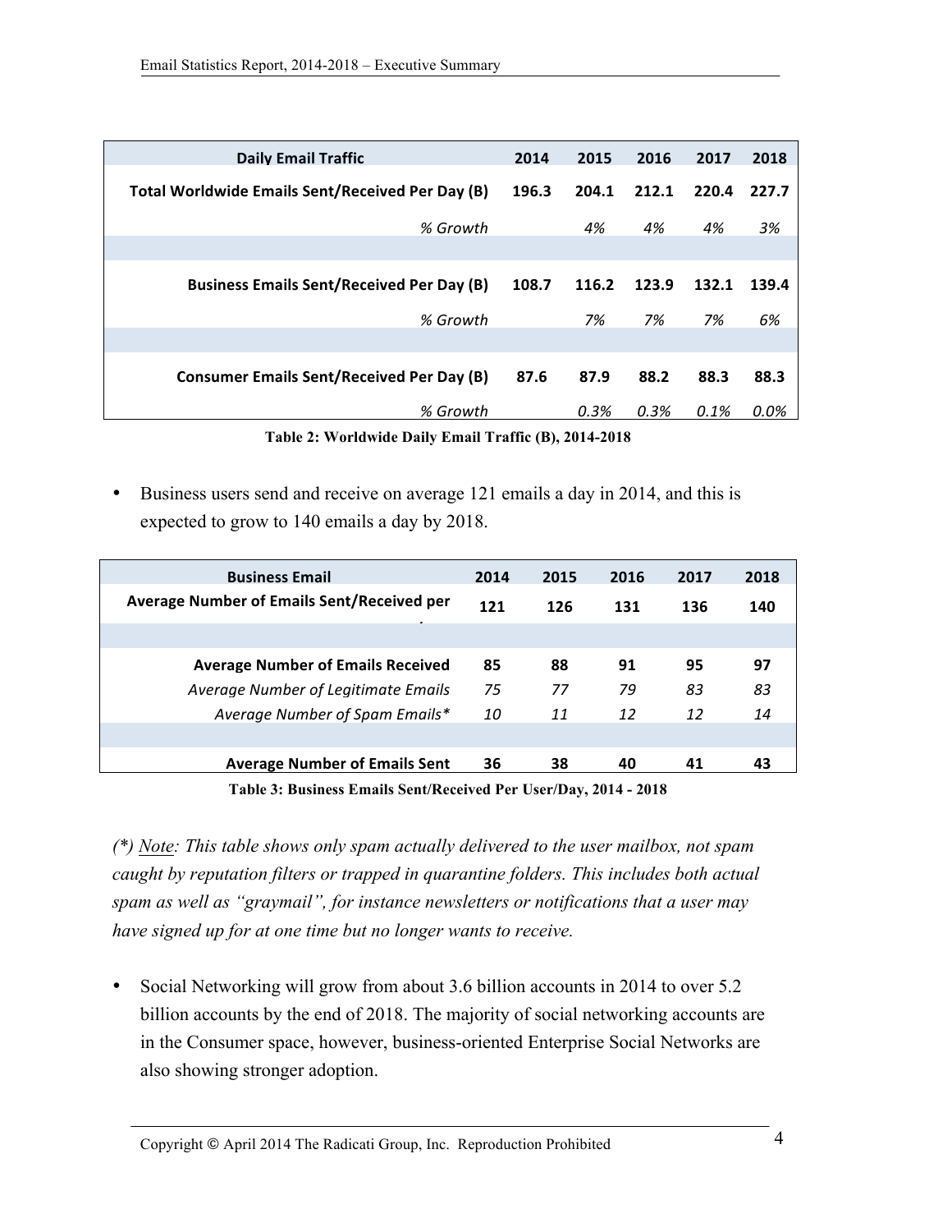| Daily Email Traffic | 2014 | 2015 | 2016 | 2017 | 2018 |
|---|---|---|---|---|---|
| **Total Worldwide Emails Sent/Received Per Day (B)** | **196.3** | **204.1** | **212.1** | **220.4** | **227.7** |
| *% Growth* | | *4%* | *4%* | *4%* | *3%* |
| | | | | | |
| **Business Emails Sent/Received Per Day (B)** | **108.7** | **116.2** | **123.9** | **132.1** | **139.4** |
| *% Growth* | | *7%* | *7%* | *7%* | *6%* |
| | | | | | |
| **Consumer Emails Sent/Received Per Day (B)** | **87.6** | **87.9** | **88.2** | **88.3** | **88.3** |
| *% Growth* | | *0.3%* | *0.3%* | *0.1%* | *0.0%* |

**Table 2: Worldwide Daily Email Traffic (B), 2014-2018**

- Business users send and receive on average 121 emails a day in 2014, and this is expected to grow to 140 emails a day by 2018.

| Business Email | 2014 | 2015 | 2016 | 2017 | 2018 |
|---|---|---|---|---|---|
| **Average Number of Emails Sent/Received per** | **121** | **126** | **131** | **136** | **140** |
| | | | | | |
| **Average Number of Emails Received** | **85** | **88** | **91** | **95** | **97** |
| *Average Number of Legitimate Emails* | *75* | *77* | *79* | *83* | *83* |
| *Average Number of Spam Emails** | *10* | *11* | *12* | *12* | *14* |
| | | | | | |
| **Average Number of Emails Sent** | **36** | **38** | **40** | **41** | **43** |

**Table 3: Business Emails Sent/Received Per User/Day, 2014 - 2018**

*(*) Note: This table shows only spam actually delivered to the user mailbox, not spam caught by reputation filters or trapped in quarantine folders. This includes both actual spam as well as "graymail", for instance newsletters or notifications that a user may have signed up for at one time but no longer wants to receive.*

- Social Networking will grow from about 3.6 billion accounts in 2014 to over 5.2 billion accounts by the end of 2018. The majority of social networking accounts are in the Consumer space, however, business-oriented Enterprise Social Networks are also showing stronger adoption.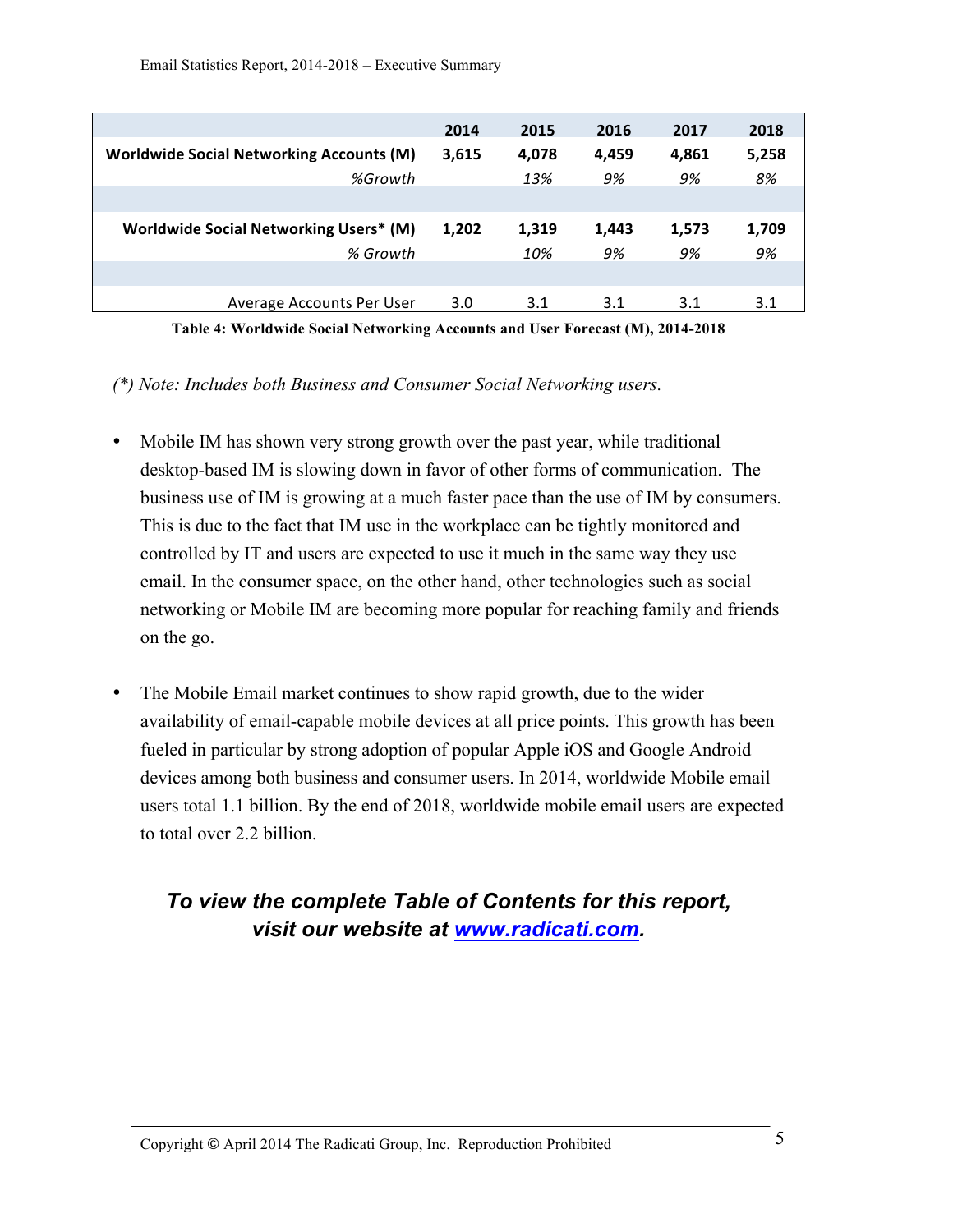| | 2014 | 2015 | 2016 | 2017 | 2018 |
|---|---|---|---|---|---|
| **Worldwide Social Networking Accounts (M)** | **3,615** | **4,078** | **4,459** | **4,861** | **5,258** |
| *%Growth* | | *13%* | *9%* | *9%* | *8%* |
| | | | | | |
| **Worldwide Social Networking Users* (M)** | **1,202** | **1,319** | **1,443** | **1,573** | **1,709** |
| *% Growth* | | *10%* | *9%* | *9%* | *9%* |
| | | | | | |
| Average Accounts Per User | 3.0 | 3.1 | 3.1 | 3.1 | 3.1 |

**Table 4: Worldwide Social Networking Accounts and User Forecast (M), 2014-2018**

*(*) Note: Includes both Business and Consumer Social Networking users.*

- Mobile IM has shown very strong growth over the past year, while traditional desktop-based IM is slowing down in favor of other forms of communication. The business use of IM is growing at a much faster pace than the use of IM by consumers. This is due to the fact that IM use in the workplace can be tightly monitored and controlled by IT and users are expected to use it much in the same way they use email. In the consumer space, on the other hand, other technologies such as social networking or Mobile IM are becoming more popular for reaching family and friends on the go.

- The Mobile Email market continues to show rapid growth, due to the wider availability of email-capable mobile devices at all price points. This growth has been fueled in particular by strong adoption of popular Apple iOS and Google Android devices among both business and consumer users. In 2014, worldwide Mobile email users total 1.1 billion. By the end of 2018, worldwide mobile email users are expected to total over 2.2 billion.

***To view the complete Table of Contents for this report, visit our website at [www.radicati.com](http://www.radicati.com).***